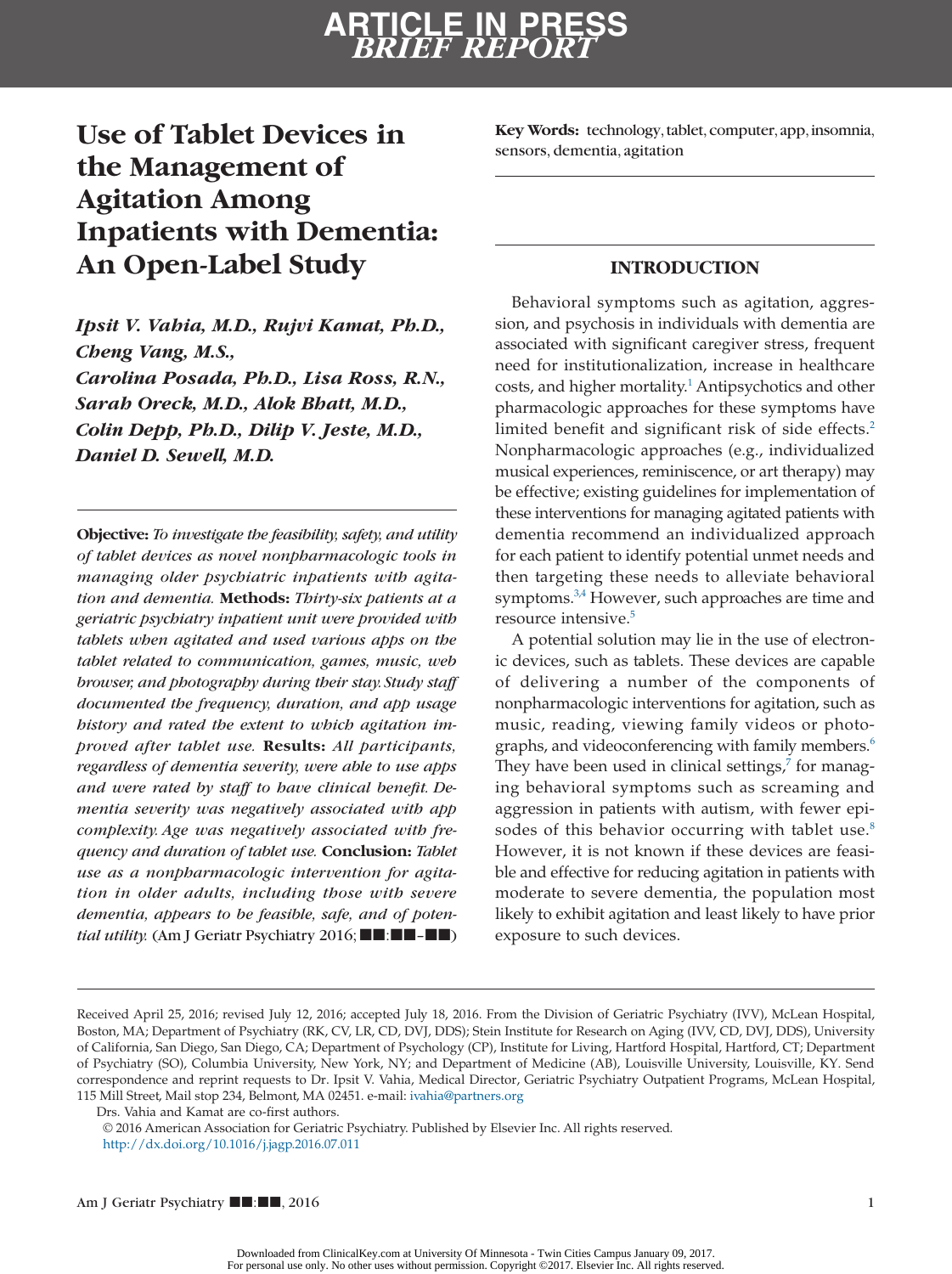BRIEF REPORT

# Use of Tablet Devices in the Management of Agitation Among Inpatients with Dementia: An Open-Label Study

*Ipsit V. Vahia, M.D., Rujvi Kamat, Ph.D., Cheng Vang, M.S., Carolina Posada, Ph.D., Lisa Ross, R.N., Sarah Oreck, M.D., Alok Bhatt, M.D., Colin Depp, Ph.D., Dilip V. Jeste, M.D., Daniel D. Sewell, M.D.*

**Objective:** *To investigate the feasibility, safety, and utility of tablet devices as novel nonpharmacologic tools in managing older psychiatric inpatients with agitation and dementia.* **Methods:** *Thirty-six patients at a geriatric psychiatry inpatient unit were provided with tablets when agitated and used various apps on the tablet related to communication, games, music, web browser, and photography during their stay. Study staff documented the frequency, duration, and app usage history and rated the extent to which agitation improved after tablet use.* **Results:** *All participants, regardless of dementia severity, were able to use apps and were rated by staff to have clinical benefit. Dementia severity was negatively associated with app complexity. Age was negatively associated with frequency and duration of tablet use.* **Conclusion:** *Tablet use as a nonpharmacologic intervention for agitation in older adults, including those with severe dementia, appears to be feasible, safe, and of potential utility.* (Am J Geriatr Psychiatry 2016; ■■:■■–■■)

**Key Words:** technology, tablet, computer, app, insomnia, sensors, dementia, agitation

## INTRODUCTION

Behavioral symptoms such as agitation, aggression, and psychosis in individuals with dementia are associated with significant caregiver stress, frequent need for institutionalization, increase in healthcare costs, and higher mortality.[1] Antipsychotics and other pharmacologic approaches for these symptoms have limited benefit and significant risk of side effects.[2] Nonpharmacologic approaches (e.g., individualized musical experiences, reminiscence, or art therapy) may be effective; existing guidelines for implementation of these interventions for managing agitated patients with dementia recommend an individualized approach for each patient to identify potential unmet needs and then targeting these needs to alleviate behavioral symptoms.[3,4] However, such approaches are time and resource intensive.[5]

A potential solution may lie in the use of electronic devices, such as tablets. These devices are capable of delivering a number of the components of nonpharmacologic interventions for agitation, such as music, reading, viewing family videos or photographs, and videoconferencing with family members.[6] They have been used in clinical settings,[7] for managing behavioral symptoms such as screaming and aggression in patients with autism, with fewer episodes of this behavior occurring with tablet use.[8] However, it is not known if these devices are feasible and effective for reducing agitation in patients with moderate to severe dementia, the population most likely to exhibit agitation and least likely to have prior exposure to such devices.

Received April 25, 2016; revised July 12, 2016; accepted July 18, 2016. From the Division of Geriatric Psychiatry (IVV), McLean Hospital, Boston, MA; Department of Psychiatry (RK, CV, LR, CD, DVJ, DDS); Stein Institute for Research on Aging (IVV, CD, DVJ, DDS), University of California, San Diego, San Diego, CA; Department of Psychology (CP), Institute for Living, Hartford Hospital, Hartford, CT; Department of Psychiatry (SO), Columbia University, New York, NY; and Department of Medicine (AB), Louisville University, Louisville, KY. Send correspondence and reprint requests to Dr. Ipsit V. Vahia, Medical Director, Geriatric Psychiatry Outpatient Programs, McLean Hospital, 115 Mill Street, Mail stop 234, Belmont, MA 02451. e-mail: ivahia@partners.org

Drs. Vahia and Kamat are co-first authors.

© 2016 American Association for Geriatric Psychiatry. Published by Elsevier Inc. All rights reserved.
http://dx.doi.org/10.1016/j.jagp.2016.07.011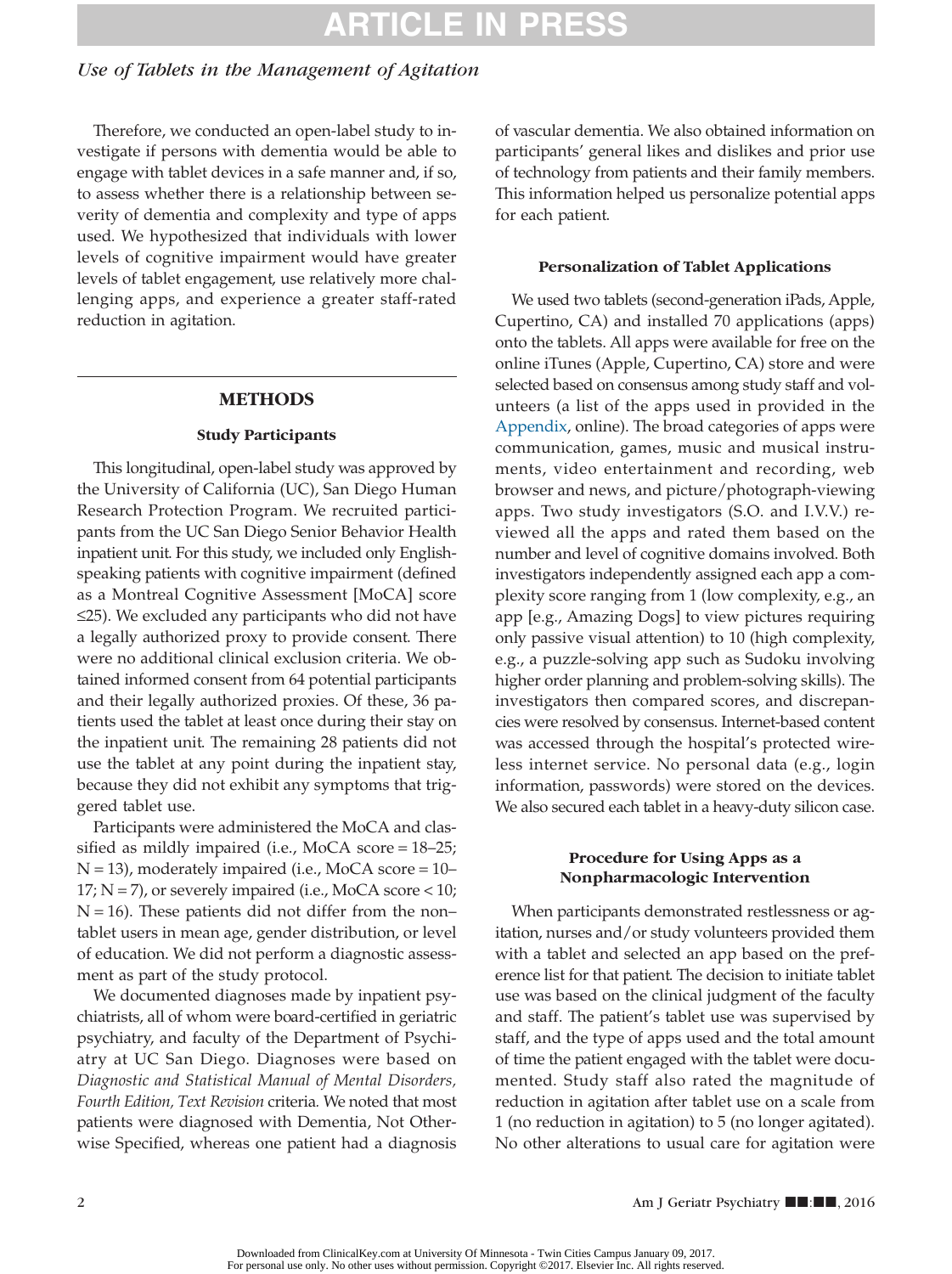Therefore, we conducted an open-label study to investigate if persons with dementia would be able to engage with tablet devices in a safe manner and, if so, to assess whether there is a relationship between severity of dementia and complexity and type of apps used. We hypothesized that individuals with lower levels of cognitive impairment would have greater levels of tablet engagement, use relatively more challenging apps, and experience a greater staff-rated reduction in agitation.

## METHODS

### Study Participants

This longitudinal, open-label study was approved by the University of California (UC), San Diego Human Research Protection Program. We recruited participants from the UC San Diego Senior Behavior Health inpatient unit. For this study, we included only English-speaking patients with cognitive impairment (defined as a Montreal Cognitive Assessment [MoCA] score ≤25). We excluded any participants who did not have a legally authorized proxy to provide consent. There were no additional clinical exclusion criteria. We obtained informed consent from 64 potential participants and their legally authorized proxies. Of these, 36 patients used the tablet at least once during their stay on the inpatient unit. The remaining 28 patients did not use the tablet at any point during the inpatient stay, because they did not exhibit any symptoms that triggered tablet use.

Participants were administered the MoCA and classified as mildly impaired (i.e., MoCA score = 18–25; N = 13), moderately impaired (i.e., MoCA score = 10–17; N = 7), or severely impaired (i.e., MoCA score < 10; N = 16). These patients did not differ from the non–tablet users in mean age, gender distribution, or level of education. We did not perform a diagnostic assessment as part of the study protocol.

We documented diagnoses made by inpatient psychiatrists, all of whom were board-certified in geriatric psychiatry, and faculty of the Department of Psychiatry at UC San Diego. Diagnoses were based on *Diagnostic and Statistical Manual of Mental Disorders, Fourth Edition, Text Revision* criteria. We noted that most patients were diagnosed with Dementia, Not Otherwise Specified, whereas one patient had a diagnosis of vascular dementia. We also obtained information on participants' general likes and dislikes and prior use of technology from patients and their family members. This information helped us personalize potential apps for each patient.

### Personalization of Tablet Applications

We used two tablets (second-generation iPads, Apple, Cupertino, CA) and installed 70 applications (apps) onto the tablets. All apps were available for free on the online iTunes (Apple, Cupertino, CA) store and were selected based on consensus among study staff and volunteers (a list of the apps used in provided in the Appendix, online). The broad categories of apps were communication, games, music and musical instruments, video entertainment and recording, web browser and news, and picture/photograph-viewing apps. Two study investigators (S.O. and I.V.V.) reviewed all the apps and rated them based on the number and level of cognitive domains involved. Both investigators independently assigned each app a complexity score ranging from 1 (low complexity, e.g., an app [e.g., Amazing Dogs] to view pictures requiring only passive visual attention) to 10 (high complexity, e.g., a puzzle-solving app such as Sudoku involving higher order planning and problem-solving skills). The investigators then compared scores, and discrepancies were resolved by consensus. Internet-based content was accessed through the hospital's protected wireless internet service. No personal data (e.g., login information, passwords) were stored on the devices. We also secured each tablet in a heavy-duty silicon case.

### Procedure for Using Apps as a Nonpharmacologic Intervention

When participants demonstrated restlessness or agitation, nurses and/or study volunteers provided them with a tablet and selected an app based on the preference list for that patient. The decision to initiate tablet use was based on the clinical judgment of the faculty and staff. The patient's tablet use was supervised by staff, and the type of apps used and the total amount of time the patient engaged with the tablet were documented. Study staff also rated the magnitude of reduction in agitation after tablet use on a scale from 1 (no reduction in agitation) to 5 (no longer agitated). No other alterations to usual care for agitation were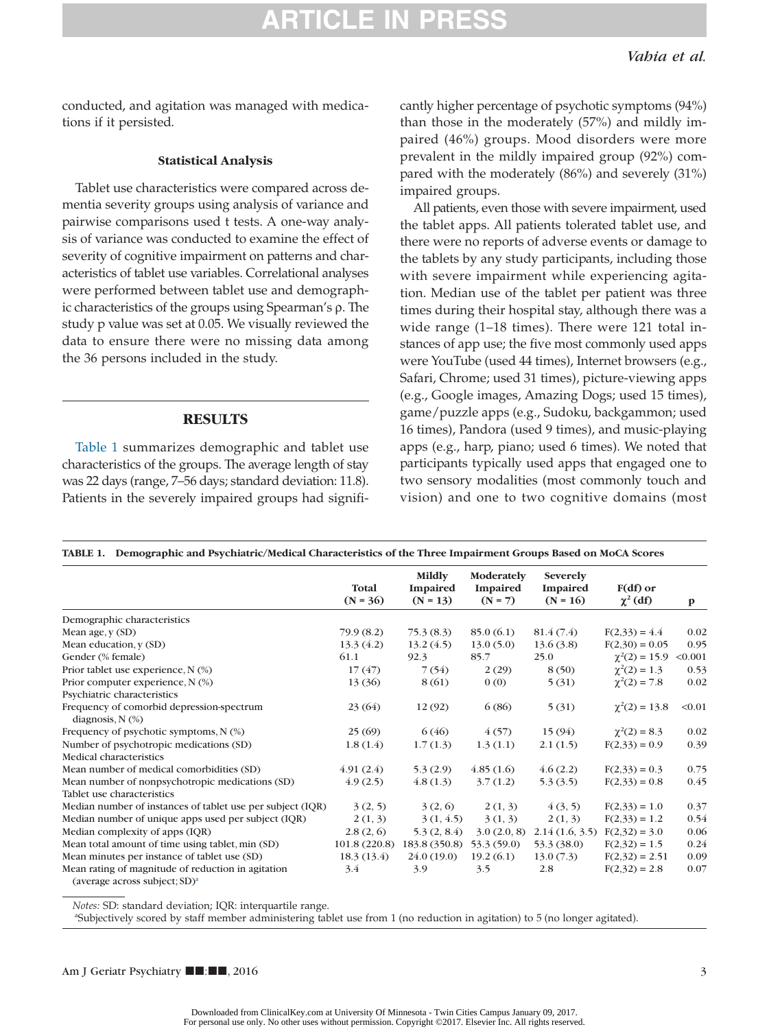conducted, and agitation was managed with medications if it persisted.

### Statistical Analysis

Tablet use characteristics were compared across dementia severity groups using analysis of variance and pairwise comparisons used t tests. A one-way analysis of variance was conducted to examine the effect of severity of cognitive impairment on patterns and characteristics of tablet use variables. Correlational analyses were performed between tablet use and demographic characteristics of the groups using Spearman's ρ. The study p value was set at 0.05. We visually reviewed the data to ensure there were no missing data among the 36 persons included in the study.

## RESULTS

Table 1 summarizes demographic and tablet use characteristics of the groups. The average length of stay was 22 days (range, 7–56 days; standard deviation: 11.8). Patients in the severely impaired groups had significantly higher percentage of psychotic symptoms (94%) than those in the moderately (57%) and mildly impaired (46%) groups. Mood disorders were more prevalent in the mildly impaired group (92%) compared with the moderately (86%) and severely (31%) impaired groups.

All patients, even those with severe impairment, used the tablet apps. All patients tolerated tablet use, and there were no reports of adverse events or damage to the tablets by any study participants, including those with severe impairment while experiencing agitation. Median use of the tablet per patient was three times during their hospital stay, although there was a wide range (1–18 times). There were 121 total instances of app use; the five most commonly used apps were YouTube (used 44 times), Internet browsers (e.g., Safari, Chrome; used 31 times), picture-viewing apps (e.g., Google images, Amazing Dogs; used 15 times), game/puzzle apps (e.g., Sudoku, backgammon; used 16 times), Pandora (used 9 times), and music-playing apps (e.g., harp, piano; used 6 times). We noted that participants typically used apps that engaged one to two sensory modalities (most commonly touch and vision) and one to two cognitive domains (most

**TABLE 1. Demographic and Psychiatric/Medical Characteristics of the Three Impairment Groups Based on MoCA Scores**

| | Total (N = 36) | Mildly Impaired (N = 13) | Moderately Impaired (N = 7) | Severely Impaired (N = 16) | F(df) or $\chi^2$ (df) | p |
|---|---|---|---|---|---|---|
| Demographic characteristics | | | | | | |
| Mean age, y (SD) | 79.9 (8.2) | 75.3 (8.3) | 85.0 (6.1) | 81.4 (7.4) | F(2,33) = 4.4 | 0.02 |
| Mean education, y (SD) | 13.3 (4.2) | 13.2 (4.5) | 13.0 (5.0) | 13.6 (3.8) | F(2,30) = 0.05 | 0.95 |
| Gender (% female) | 61.1 | 92.3 | 85.7 | 25.0 | $\chi^2(2)$ = 15.9 | <0.001 |
| Prior tablet use experience, N (%) | 17 (47) | 7 (54) | 2 (29) | 8 (50) | $\chi^2(2)$ = 1.3 | 0.53 |
| Prior computer experience, N (%) | 13 (36) | 8 (61) | 0 (0) | 5 (31) | $\chi^2(2)$ = 7.8 | 0.02 |
| Psychiatric characteristics | | | | | | |
| Frequency of comorbid depression-spectrum diagnosis, N (%) | 23 (64) | 12 (92) | 6 (86) | 5 (31) | $\chi^2(2)$ = 13.8 | <0.01 |
| Frequency of psychotic symptoms, N (%) | 25 (69) | 6 (46) | 4 (57) | 15 (94) | $\chi^2(2)$ = 8.3 | 0.02 |
| Number of psychotropic medications (SD) | 1.8 (1.4) | 1.7 (1.3) | 1.3 (1.1) | 2.1 (1.5) | F(2,33) = 0.9 | 0.39 |
| Medical characteristics | | | | | | |
| Mean number of medical comorbidities (SD) | 4.91 (2.4) | 5.3 (2.9) | 4.85 (1.6) | 4.6 (2.2) | F(2,33) = 0.3 | 0.75 |
| Mean number of nonpsychotropic medications (SD) | 4.9 (2.5) | 4.8 (1.3) | 3.7 (1.2) | 5.3 (3.5) | F(2,33) = 0.8 | 0.45 |
| Tablet use characteristics | | | | | | |
| Median number of instances of tablet use per subject (IQR) | 3 (2, 5) | 3 (2, 6) | 2 (1, 3) | 4 (3, 5) | F(2,33) = 1.0 | 0.37 |
| Median number of unique apps used per subject (IQR) | 2 (1, 3) | 3 (1, 4.5) | 3 (1, 3) | 2 (1, 3) | F(2,33) = 1.2 | 0.54 |
| Median complexity of apps (IQR) | 2.8 (2, 6) | 5.3 (2, 8.4) | 3.0 (2.0, 8) | 2.14 (1.6, 3.5) | F(2,32) = 3.0 | 0.06 |
| Mean total amount of time using tablet, min (SD) | 101.8 (220.8) | 183.8 (350.8) | 53.3 (59.0) | 53.3 (38.0) | F(2,32) = 1.5 | 0.24 |
| Mean minutes per instance of tablet use (SD) | 18.3 (13.4) | 24.0 (19.0) | 19.2 (6.1) | 13.0 (7.3) | F(2,32) = 2.51 | 0.09 |
| Mean rating of magnitude of reduction in agitation (average across subject; SD)[a] | 3.4 | 3.9 | 3.5 | 2.8 | F(2,32) = 2.8 | 0.07 |

*Notes:* SD: standard deviation; IQR: interquartile range.

[a]Subjectively scored by staff member administering tablet use from 1 (no reduction in agitation) to 5 (no longer agitated).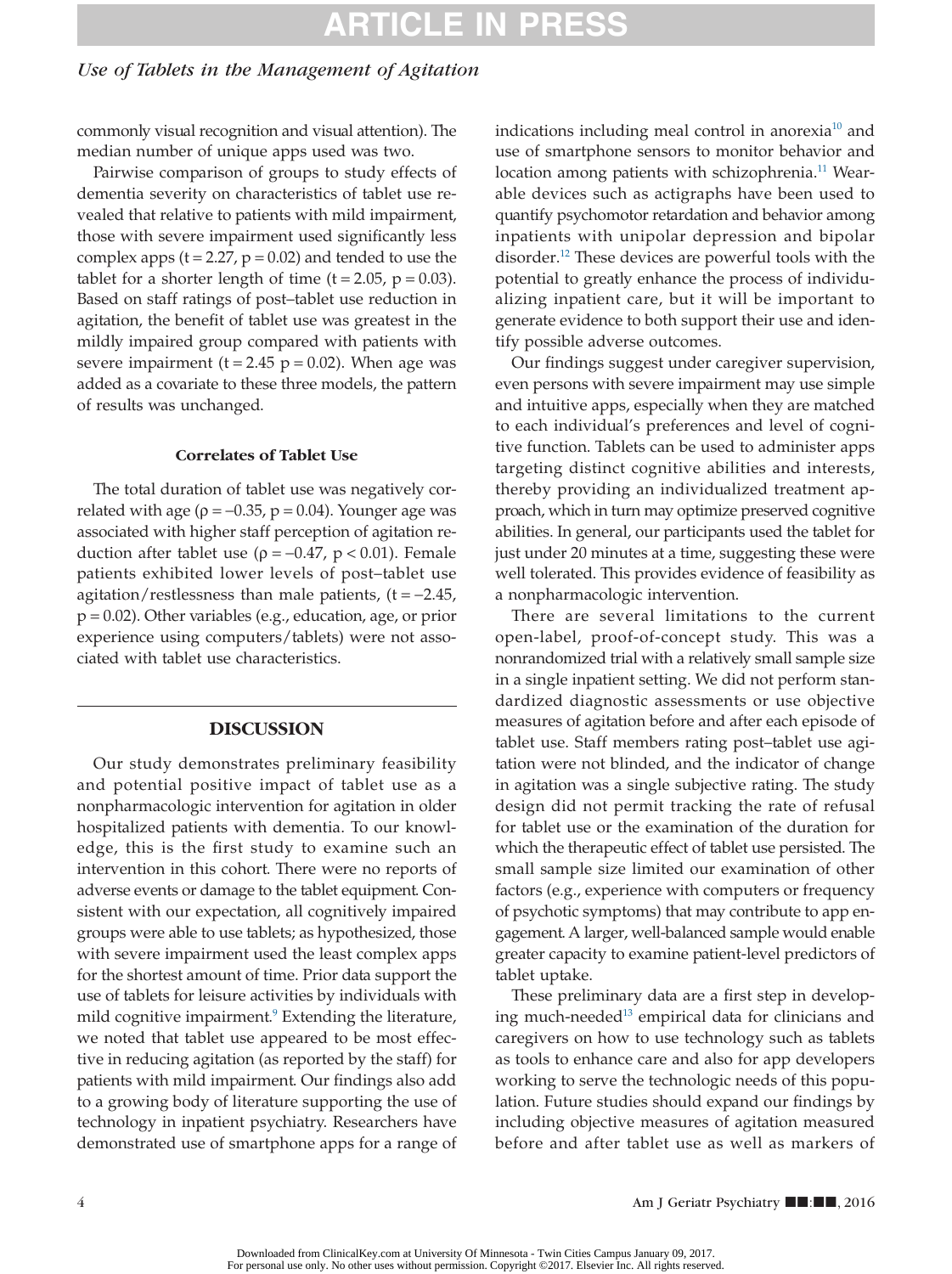commonly visual recognition and visual attention). The median number of unique apps used was two.

Pairwise comparison of groups to study effects of dementia severity on characteristics of tablet use revealed that relative to patients with mild impairment, those with severe impairment used significantly less complex apps ($t = 2.27$, $p = 0.02$) and tended to use the tablet for a shorter length of time ($t = 2.05$, $p = 0.03$). Based on staff ratings of post–tablet use reduction in agitation, the benefit of tablet use was greatest in the mildly impaired group compared with patients with severe impairment ($t = 2.45$ $p = 0.02$). When age was added as a covariate to these three models, the pattern of results was unchanged.

### Correlates of Tablet Use

The total duration of tablet use was negatively correlated with age ($\rho = -0.35$, $p = 0.04$). Younger age was associated with higher staff perception of agitation reduction after tablet use ($\rho = -0.47$, $p < 0.01$). Female patients exhibited lower levels of post–tablet use agitation/restlessness than male patients, ($t = -2.45$, $p = 0.02$). Other variables (e.g., education, age, or prior experience using computers/tablets) were not associated with tablet use characteristics.

## DISCUSSION

Our study demonstrates preliminary feasibility and potential positive impact of tablet use as a nonpharmacologic intervention for agitation in older hospitalized patients with dementia. To our knowledge, this is the first study to examine such an intervention in this cohort. There were no reports of adverse events or damage to the tablet equipment. Consistent with our expectation, all cognitively impaired groups were able to use tablets; as hypothesized, those with severe impairment used the least complex apps for the shortest amount of time. Prior data support the use of tablets for leisure activities by individuals with mild cognitive impairment.[9] Extending the literature, we noted that tablet use appeared to be most effective in reducing agitation (as reported by the staff) for patients with mild impairment. Our findings also add to a growing body of literature supporting the use of technology in inpatient psychiatry. Researchers have demonstrated use of smartphone apps for a range of indications including meal control in anorexia[10] and use of smartphone sensors to monitor behavior and location among patients with schizophrenia.[11] Wearable devices such as actigraphs have been used to quantify psychomotor retardation and behavior among inpatients with unipolar depression and bipolar disorder.[12] These devices are powerful tools with the potential to greatly enhance the process of individualizing inpatient care, but it will be important to generate evidence to both support their use and identify possible adverse outcomes.

Our findings suggest under caregiver supervision, even persons with severe impairment may use simple and intuitive apps, especially when they are matched to each individual's preferences and level of cognitive function. Tablets can be used to administer apps targeting distinct cognitive abilities and interests, thereby providing an individualized treatment approach, which in turn may optimize preserved cognitive abilities. In general, our participants used the tablet for just under 20 minutes at a time, suggesting these were well tolerated. This provides evidence of feasibility as a nonpharmacologic intervention.

There are several limitations to the current open-label, proof-of-concept study. This was a nonrandomized trial with a relatively small sample size in a single inpatient setting. We did not perform standardized diagnostic assessments or use objective measures of agitation before and after each episode of tablet use. Staff members rating post–tablet use agitation were not blinded, and the indicator of change in agitation was a single subjective rating. The study design did not permit tracking the rate of refusal for tablet use or the examination of the duration for which the therapeutic effect of tablet use persisted. The small sample size limited our examination of other factors (e.g., experience with computers or frequency of psychotic symptoms) that may contribute to app engagement. A larger, well-balanced sample would enable greater capacity to examine patient-level predictors of tablet uptake.

These preliminary data are a first step in developing much-needed[13] empirical data for clinicians and caregivers on how to use technology such as tablets as tools to enhance care and also for app developers working to serve the technologic needs of this population. Future studies should expand our findings by including objective measures of agitation measured before and after tablet use as well as markers of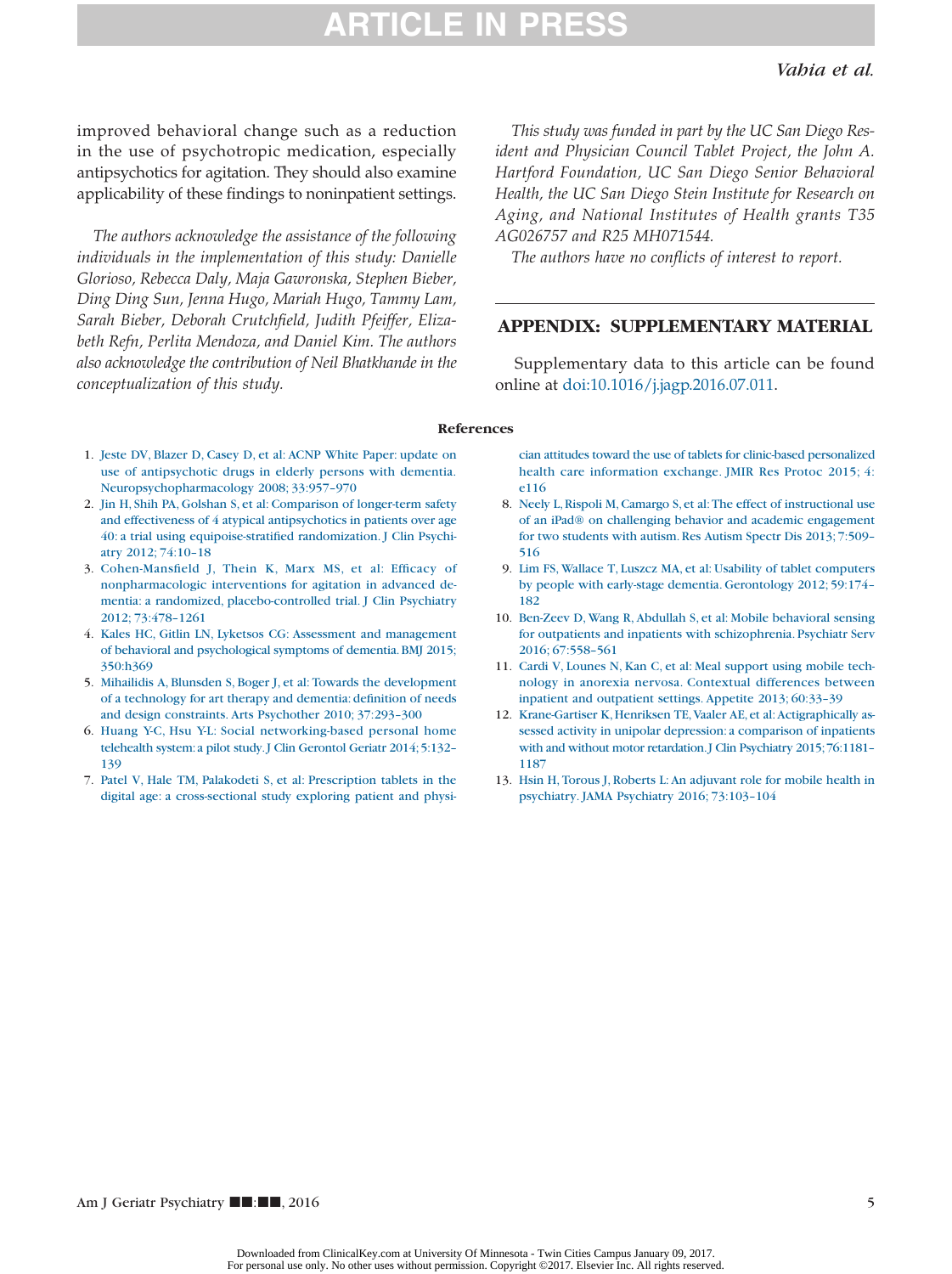improved behavioral change such as a reduction in the use of psychotropic medication, especially antipsychotics for agitation. They should also examine applicability of these findings to noninpatient settings.

*The authors acknowledge the assistance of the following individuals in the implementation of this study: Danielle Glorioso, Rebecca Daly, Maja Gawronska, Stephen Bieber, Ding Ding Sun, Jenna Hugo, Mariah Hugo, Tammy Lam, Sarah Bieber, Deborah Crutchfield, Judith Pfeiffer, Elizabeth Refn, Perlita Mendoza, and Daniel Kim. The authors also acknowledge the contribution of Neil Bhatkhande in the conceptualization of this study.*

*This study was funded in part by the UC San Diego Resident and Physician Council Tablet Project, the John A. Hartford Foundation, UC San Diego Senior Behavioral Health, the UC San Diego Stein Institute for Research on Aging, and National Institutes of Health grants T35 AG026757 and R25 MH071544.*

*The authors have no conflicts of interest to report.*

## APPENDIX: SUPPLEMENTARY MATERIAL

Supplementary data to this article can be found online at doi:10.1016/j.jagp.2016.07.011.

### References

1. Jeste DV, Blazer D, Casey D, et al: ACNP White Paper: update on use of antipsychotic drugs in elderly persons with dementia. Neuropsychopharmacology 2008; 33:957–970
2. Jin H, Shih PA, Golshan S, et al: Comparison of longer-term safety and effectiveness of 4 atypical antipsychotics in patients over age 40: a trial using equipoise-stratified randomization. J Clin Psychiatry 2012; 74:10–18
3. Cohen-Mansfield J, Thein K, Marx MS, et al: Efficacy of nonpharmacologic interventions for agitation in advanced dementia: a randomized, placebo-controlled trial. J Clin Psychiatry 2012; 73:478–1261
4. Kales HC, Gitlin LN, Lyketsos CG: Assessment and management of behavioral and psychological symptoms of dementia. BMJ 2015; 350:h369
5. Mihailidis A, Blunsden S, Boger J, et al: Towards the development of a technology for art therapy and dementia: definition of needs and design constraints. Arts Psychother 2010; 37:293–300
6. Huang Y-C, Hsu Y-L: Social networking-based personal home telehealth system: a pilot study. J Clin Gerontol Geriatr 2014; 5:132–139
7. Patel V, Hale TM, Palakodeti S, et al: Prescription tablets in the digital age: a cross-sectional study exploring patient and physician attitudes toward the use of tablets for clinic-based personalized health care information exchange. JMIR Res Protoc 2015; 4:e116
8. Neely L, Rispoli M, Camargo S, et al: The effect of instructional use of an iPad® on challenging behavior and academic engagement for two students with autism. Res Autism Spectr Dis 2013; 7:509–516
9. Lim FS, Wallace T, Luszcz MA, et al: Usability of tablet computers by people with early-stage dementia. Gerontology 2012; 59:174–182
10. Ben-Zeev D, Wang R, Abdullah S, et al: Mobile behavioral sensing for outpatients and inpatients with schizophrenia. Psychiatr Serv 2016; 67:558–561
11. Cardi V, Lounes N, Kan C, et al: Meal support using mobile technology in anorexia nervosa. Contextual differences between inpatient and outpatient settings. Appetite 2013; 60:33–39
12. Krane-Gartiser K, Henriksen TE, Vaaler AE, et al: Actigraphically assessed activity in unipolar depression: a comparison of inpatients with and without motor retardation. J Clin Psychiatry 2015; 76:1181–1187
13. Hsin H, Torous J, Roberts L: An adjuvant role for mobile health in psychiatry. JAMA Psychiatry 2016; 73:103–104